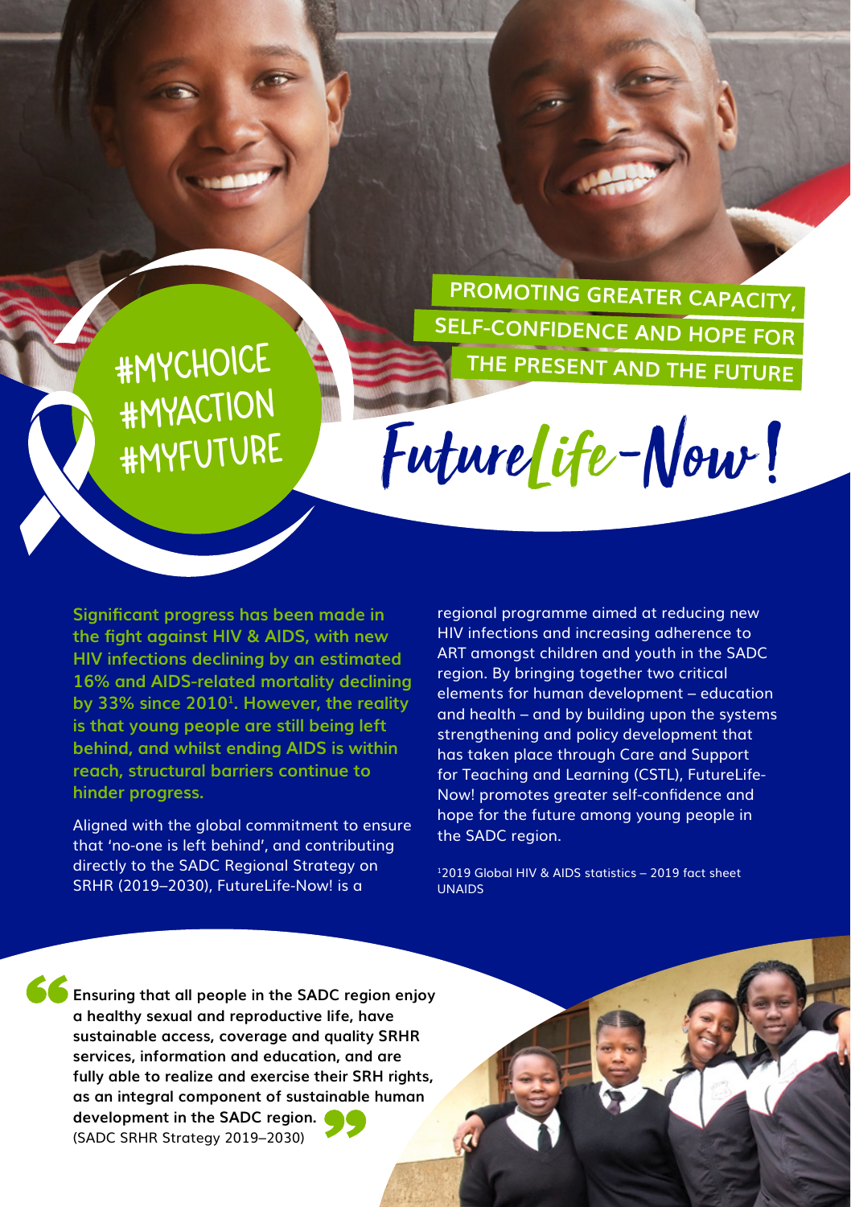#MYCHOICE
#MYACTION
#MYFUTURE

**PROMOTING GREATER CAPACITY, SELF-CONFIDENCE AND HOPE FOR THE PRESENT AND THE FUTURE**

# FutureLife-Now!

**Significant progress has been made in the fight against HIV & AIDS, with new HIV infections declining by an estimated 16% and AIDS-related mortality declining by 33% since 2010[1]. However, the reality is that young people are still being left behind, and whilst ending AIDS is within reach, structural barriers continue to hinder progress.**

Aligned with the global commitment to ensure that 'no-one is left behind', and contributing directly to the SADC Regional Strategy on SRHR (2019–2030), FutureLife-Now! is a regional programme aimed at reducing new HIV infections and increasing adherence to ART amongst children and youth in the SADC region. By bringing together two critical elements for human development – education and health – and by building upon the systems strengthening and policy development that has taken place through Care and Support for Teaching and Learning (CSTL), FutureLife-Now! promotes greater self-confidence and hope for the future among young people in the SADC region.

[1]2019 Global HIV & AIDS statistics – 2019 fact sheet UNAIDS

> **Ensuring that all people in the SADC region enjoy a healthy sexual and reproductive life, have sustainable access, coverage and quality SRHR services, information and education, and are fully able to realize and exercise their SRH rights, as an integral component of sustainable human development in the SADC region.**
> (SADC SRHR Strategy 2019–2030)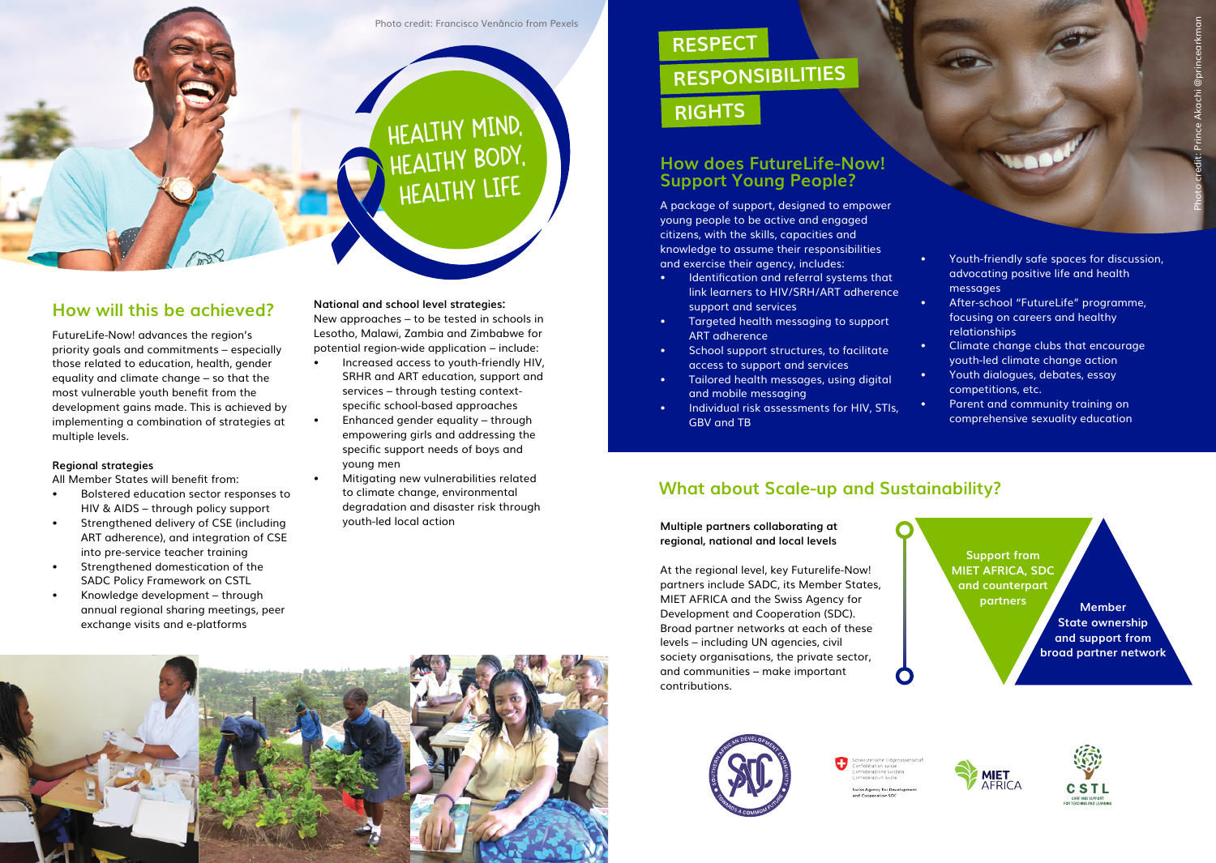Photo credit: Francisco Venâncio from Pexels

HEALTHY MIND, HEALTHY BODY, HEALTHY LIFE

## How will this be achieved?

FutureLife-Now! advances the region's priority goals and commitments – especially those related to education, health, gender equality and climate change – so that the most vulnerable youth benefit from the development gains made. This is achieved by implementing a combination of strategies at multiple levels.

**Regional strategies**

All Member States will benefit from:

- Bolstered education sector responses to HIV & AIDS – through policy support
- Strengthened delivery of CSE (including ART adherence), and integration of CSE into pre-service teacher training
- Strengthened domestication of the SADC Policy Framework on CSTL
- Knowledge development – through annual regional sharing meetings, peer exchange visits and e-platforms

**National and school level strategies:**

New approaches – to be tested in schools in Lesotho, Malawi, Zambia and Zimbabwe for potential region-wide application – include:

- Increased access to youth-friendly HIV, SRHR and ART education, support and services – through testing context-specific school-based approaches
- Enhanced gender equality – through empowering girls and addressing the specific support needs of boys and young men
- Mitigating new vulnerabilities related to climate change, environmental degradation and disaster risk through youth-led local action

RESPECT

RESPONSIBILITIES

RIGHTS

Photo credit: Prince Akachi @princearkman

## How does FutureLife-Now! Support Young People?

A package of support, designed to empower young people to be active and engaged citizens, with the skills, capacities and knowledge to assume their responsibilities and exercise their agency, includes:

- Identification and referral systems that link learners to HIV/SRH/ART adherence support and services
- Targeted health messaging to support ART adherence
- School support structures, to facilitate access to support and services
- Tailored health messages, using digital and mobile messaging
- Individual risk assessments for HIV, STIs, GBV and TB
- Youth-friendly safe spaces for discussion, advocating positive life and health messages
- After-school "FutureLife" programme, focusing on careers and healthy relationships
- Climate change clubs that encourage youth-led climate change action
- Youth dialogues, debates, essay competitions, etc.
- Parent and community training on comprehensive sexuality education

## What about Scale-up and Sustainability?

**Multiple partners collaborating at regional, national and local levels**

At the regional level, key Futurelife-Now! partners include SADC, its Member States, MIET AFRICA and the Swiss Agency for Development and Cooperation (SDC). Broad partner networks at each of these levels – including UN agencies, civil society organisations, the private sector, and communities – make important contributions.

Support from MIET AFRICA, SDC and counterpart partners

Member State ownership and support from broad partner network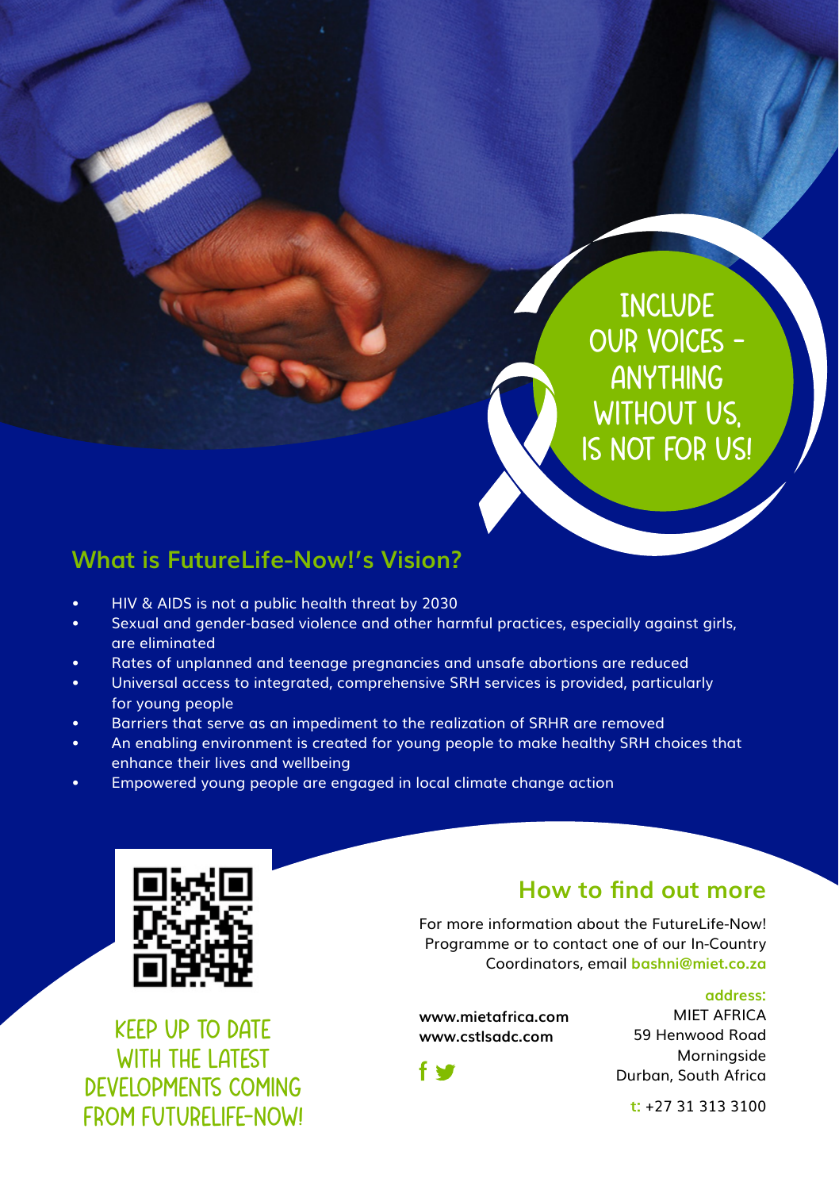INCLUDE OUR VOICES – ANYTHING WITHOUT US, IS NOT FOR US!

## What is FutureLife-Now!'s Vision?

- HIV & AIDS is not a public health threat by 2030
- Sexual and gender-based violence and other harmful practices, especially against girls, are eliminated
- Rates of unplanned and teenage pregnancies and unsafe abortions are reduced
- Universal access to integrated, comprehensive SRH services is provided, particularly for young people
- Barriers that serve as an impediment to the realization of SRHR are removed
- An enabling environment is created for young people to make healthy SRH choices that enhance their lives and wellbeing
- Empowered young people are engaged in local climate change action

KEEP UP TO DATE WITH THE LATEST DEVELOPMENTS COMING FROM FUTURELIFE-NOW!

## How to find out more

For more information about the FutureLife-Now! Programme or to contact one of our In-Country Coordinators, email **bashni@miet.co.za**

**www.mietafrica.com**
**www.cstlsadc.com**

**address:**
MIET AFRICA
59 Henwood Road
Morningside
Durban, South Africa

**t:** +27 31 313 3100